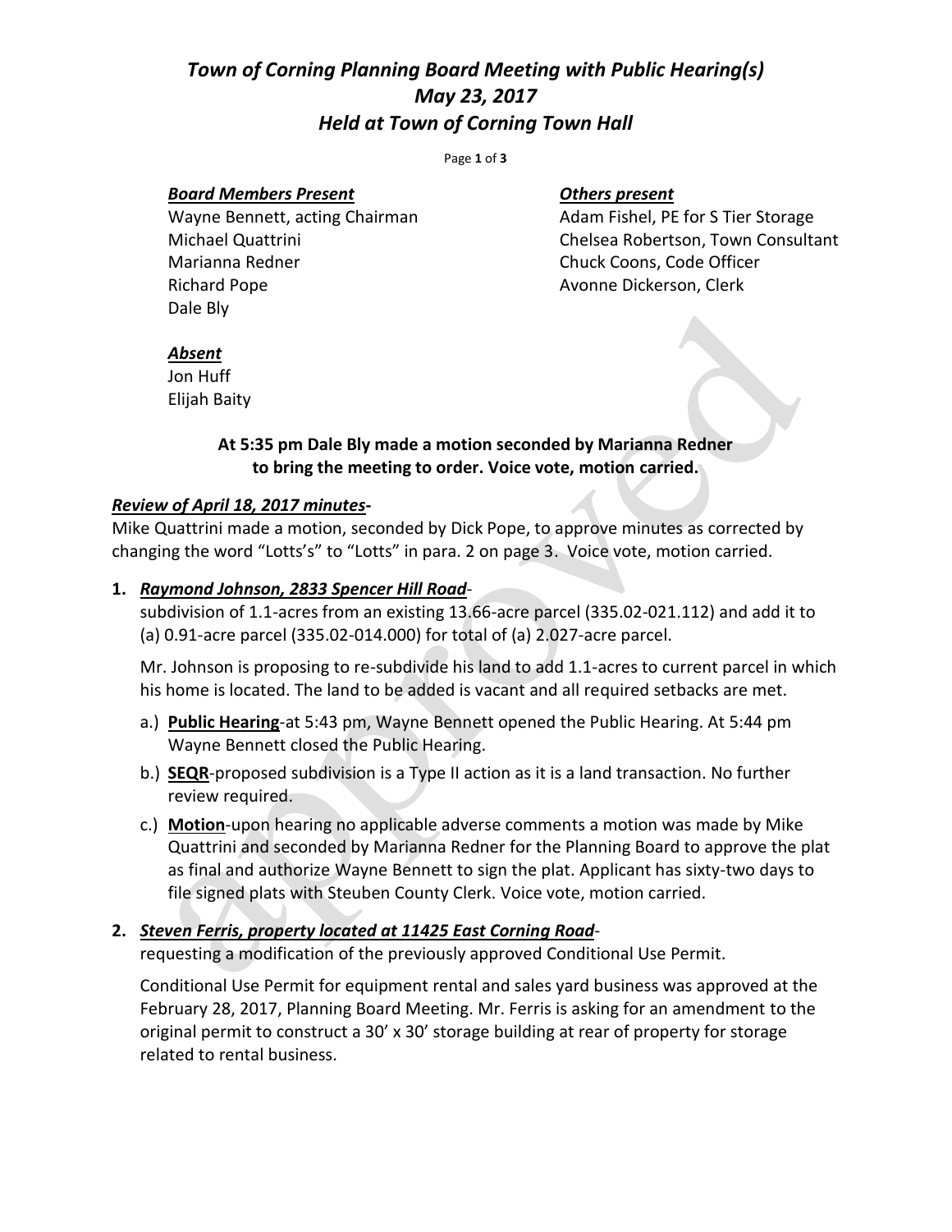# *Town of Corning Planning Board Meeting with Public Hearing(s)*
# *May 23, 2017*
# *Held at Town of Corning Town Hall*

***Board Members Present***

Wayne Bennett, acting Chairman
Michael Quattrini
Marianna Redner
Richard Pope
Dale Bly

***Others present***

Adam Fishel, PE for S Tier Storage
Chelsea Robertson, Town Consultant
Chuck Coons, Code Officer
Avonne Dickerson, Clerk

***Absent***

Jon Huff
Elijah Baity

**At 5:35 pm Dale Bly made a motion seconded by Marianna Redner to bring the meeting to order. Voice vote, motion carried.**

***Review of April 18, 2017 minutes*-**

Mike Quattrini made a motion, seconded by Dick Pope, to approve minutes as corrected by changing the word "Lotts's" to "Lotts" in para. 2 on page 3. Voice vote, motion carried.

1. ***Raymond Johnson, 2833 Spencer Hill Road*-**
   subdivision of 1.1-acres from an existing 13.66-acre parcel (335.02-021.112) and add it to (a) 0.91-acre parcel (335.02-014.000) for total of (a) 2.027-acre parcel.

   Mr. Johnson is proposing to re-subdivide his land to add 1.1-acres to current parcel in which his home is located. The land to be added is vacant and all required setbacks are met.

   a.) **Public Hearing**-at 5:43 pm, Wayne Bennett opened the Public Hearing. At 5:44 pm Wayne Bennett closed the Public Hearing.
   b.) **SEQR**-proposed subdivision is a Type II action as it is a land transaction. No further review required.
   c.) **Motion**-upon hearing no applicable adverse comments a motion was made by Mike Quattrini and seconded by Marianna Redner for the Planning Board to approve the plat as final and authorize Wayne Bennett to sign the plat. Applicant has sixty-two days to file signed plats with Steuben County Clerk. Voice vote, motion carried.

2. ***Steven Ferris, property located at 11425 East Corning Road*-**
   requesting a modification of the previously approved Conditional Use Permit.

   Conditional Use Permit for equipment rental and sales yard business was approved at the February 28, 2017, Planning Board Meeting. Mr. Ferris is asking for an amendment to the original permit to construct a 30' x 30' storage building at rear of property for storage related to rental business.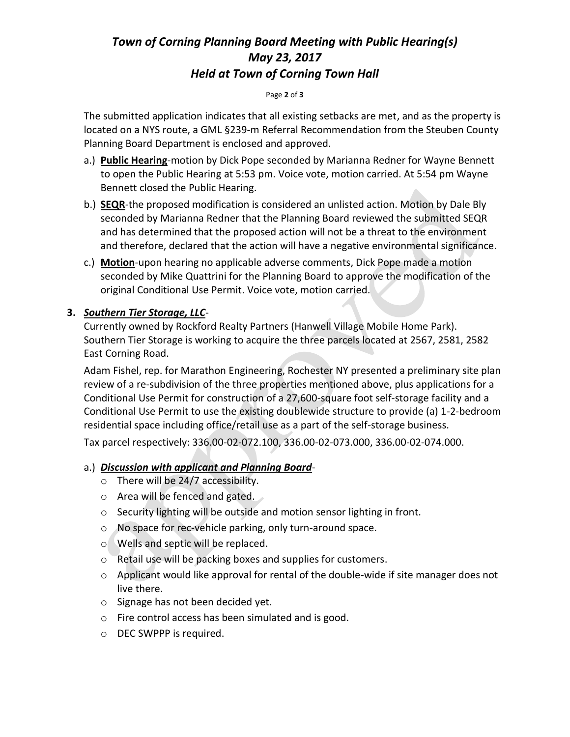The submitted application indicates that all existing setbacks are met, and as the property is located on a NYS route, a GML §239-m Referral Recommendation from the Steuben County Planning Board Department is enclosed and approved.

a.) **Public Hearing**-motion by Dick Pope seconded by Marianna Redner for Wayne Bennett to open the Public Hearing at 5:53 pm. Voice vote, motion carried. At 5:54 pm Wayne Bennett closed the Public Hearing.

b.) **SEQR**-the proposed modification is considered an unlisted action. Motion by Dale Bly seconded by Marianna Redner that the Planning Board reviewed the submitted SEQR and has determined that the proposed action will not be a threat to the environment and therefore, declared that the action will have a negative environmental significance.

c.) **Motion**-upon hearing no applicable adverse comments, Dick Pope made a motion seconded by Mike Quattrini for the Planning Board to approve the modification of the original Conditional Use Permit. Voice vote, motion carried.

**3.** ***Southern Tier Storage, LLC***-

Currently owned by Rockford Realty Partners (Hanwell Village Mobile Home Park). Southern Tier Storage is working to acquire the three parcels located at 2567, 2581, 2582 East Corning Road.

Adam Fishel, rep. for Marathon Engineering, Rochester NY presented a preliminary site plan review of a re-subdivision of the three properties mentioned above, plus applications for a Conditional Use Permit for construction of a 27,600-square foot self-storage facility and a Conditional Use Permit to use the existing doublewide structure to provide (a) 1-2-bedroom residential space including office/retail use as a part of the self-storage business.

Tax parcel respectively: 336.00-02-072.100, 336.00-02-073.000, 336.00-02-074.000.

a.) ***Discussion with applicant and Planning Board***-

- There will be 24/7 accessibility.
- Area will be fenced and gated.
- Security lighting will be outside and motion sensor lighting in front.
- No space for rec-vehicle parking, only turn-around space.
- Wells and septic will be replaced.
- Retail use will be packing boxes and supplies for customers.
- Applicant would like approval for rental of the double-wide if site manager does not live there.
- Signage has not been decided yet.
- Fire control access has been simulated and is good.
- DEC SWPPP is required.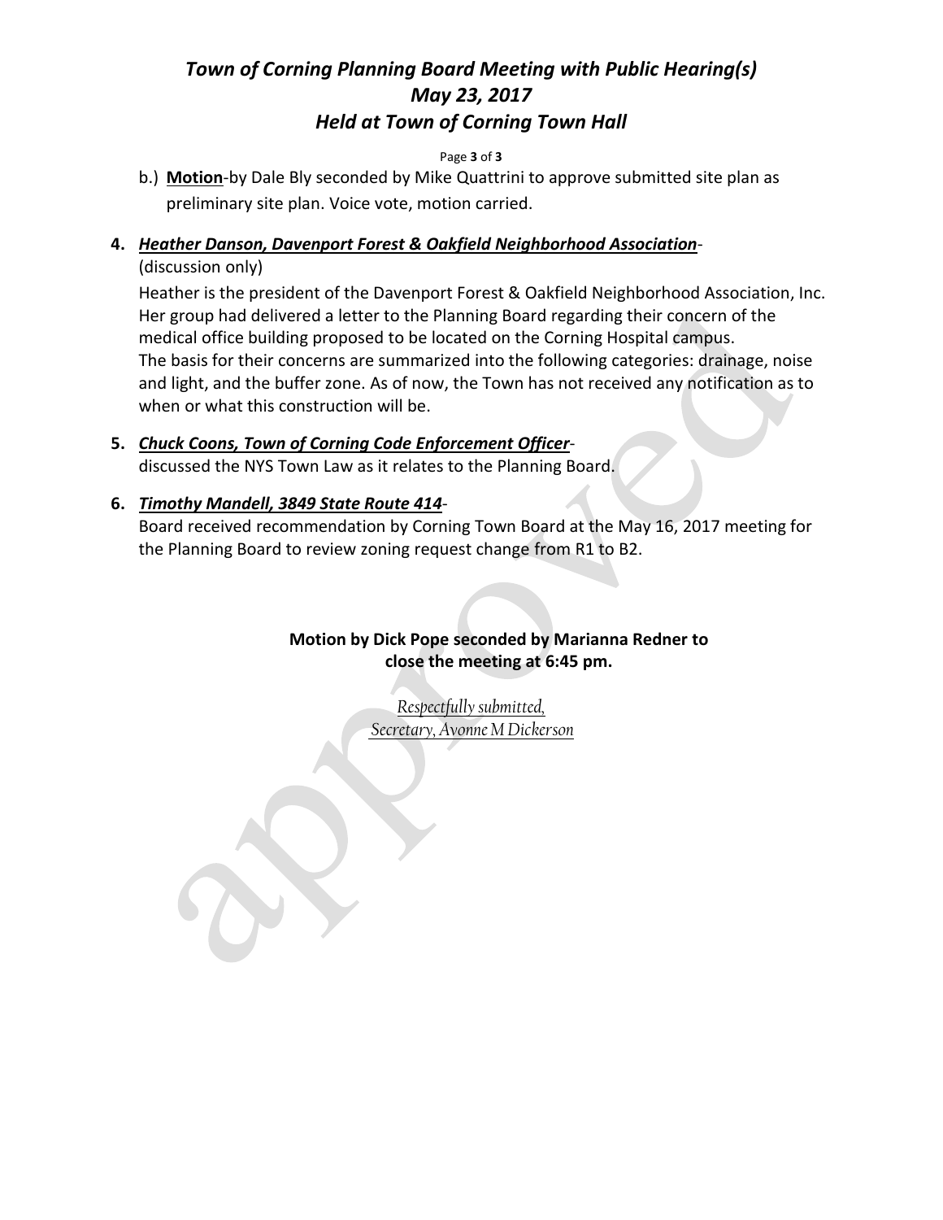b.) **Motion**-by Dale Bly seconded by Mike Quattrini to approve submitted site plan as preliminary site plan. Voice vote, motion carried.

4. ***Heather Danson, Davenport Forest & Oakfield Neighborhood Association***-
(discussion only)
Heather is the president of the Davenport Forest & Oakfield Neighborhood Association, Inc. Her group had delivered a letter to the Planning Board regarding their concern of the medical office building proposed to be located on the Corning Hospital campus.
The basis for their concerns are summarized into the following categories: drainage, noise and light, and the buffer zone. As of now, the Town has not received any notification as to when or what this construction will be.

5. ***Chuck Coons, Town of Corning Code Enforcement Officer***-
discussed the NYS Town Law as it relates to the Planning Board.

6. ***Timothy Mandell, 3849 State Route 414***-
Board received recommendation by Corning Town Board at the May 16, 2017 meeting for the Planning Board to review zoning request change from R1 to B2.

**Motion by Dick Pope seconded by Marianna Redner to close the meeting at 6:45 pm.**

*Respectfully submitted,*
*Secretary, Avonne M Dickerson*